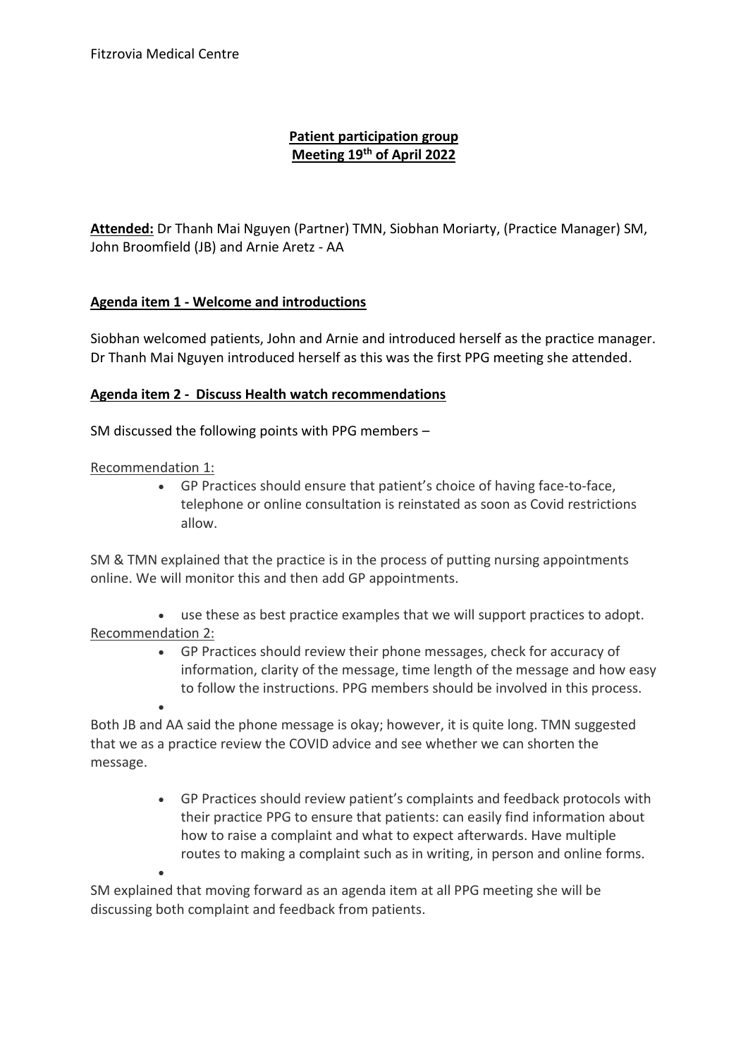Fitzrovia Medical Centre

**Patient participation group**
**Meeting 19th of April 2022**

**Attended:** Dr Thanh Mai Nguyen (Partner) TMN, Siobhan Moriarty, (Practice Manager) SM, John Broomfield (JB) and Arnie Aretz - AA

**Agenda item 1 - Welcome and introductions**

Siobhan welcomed patients, John and Arnie and introduced herself as the practice manager. Dr Thanh Mai Nguyen introduced herself as this was the first PPG meeting she attended.

**Agenda item 2 - Discuss Health watch recommendations**

SM discussed the following points with PPG members –

Recommendation 1:

- GP Practices should ensure that patient's choice of having face-to-face, telephone or online consultation is reinstated as soon as Covid restrictions allow.

SM & TMN explained that the practice is in the process of putting nursing appointments online. We will monitor this and then add GP appointments.

- use these as best practice examples that we will support practices to adopt.

Recommendation 2:

- GP Practices should review their phone messages, check for accuracy of information, clarity of the message, time length of the message and how easy to follow the instructions. PPG members should be involved in this process.

Both JB and AA said the phone message is okay; however, it is quite long. TMN suggested that we as a practice review the COVID advice and see whether we can shorten the message.

- GP Practices should review patient's complaints and feedback protocols with their practice PPG to ensure that patients: can easily find information about how to raise a complaint and what to expect afterwards. Have multiple routes to making a complaint such as in writing, in person and online forms.

SM explained that moving forward as an agenda item at all PPG meeting she will be discussing both complaint and feedback from patients.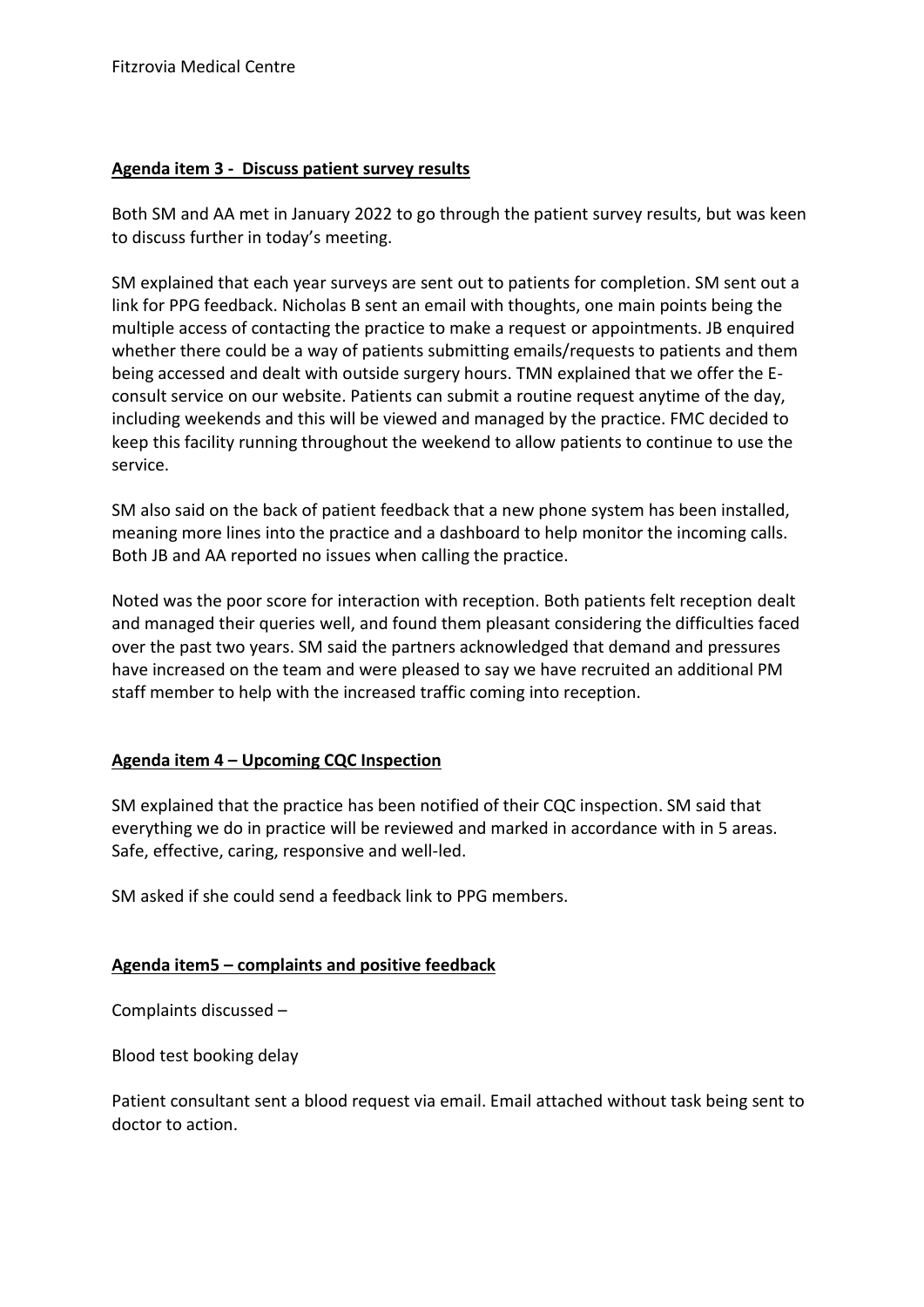**Agenda item 3 - Discuss patient survey results**

Both SM and AA met in January 2022 to go through the patient survey results, but was keen to discuss further in today's meeting.

SM explained that each year surveys are sent out to patients for completion. SM sent out a link for PPG feedback. Nicholas B sent an email with thoughts, one main points being the multiple access of contacting the practice to make a request or appointments. JB enquired whether there could be a way of patients submitting emails/requests to patients and them being accessed and dealt with outside surgery hours. TMN explained that we offer the E-consult service on our website. Patients can submit a routine request anytime of the day, including weekends and this will be viewed and managed by the practice. FMC decided to keep this facility running throughout the weekend to allow patients to continue to use the service.

SM also said on the back of patient feedback that a new phone system has been installed, meaning more lines into the practice and a dashboard to help monitor the incoming calls. Both JB and AA reported no issues when calling the practice.

Noted was the poor score for interaction with reception. Both patients felt reception dealt and managed their queries well, and found them pleasant considering the difficulties faced over the past two years. SM said the partners acknowledged that demand and pressures have increased on the team and were pleased to say we have recruited an additional PM staff member to help with the increased traffic coming into reception.

**Agenda item 4 – Upcoming CQC Inspection**

SM explained that the practice has been notified of their CQC inspection. SM said that everything we do in practice will be reviewed and marked in accordance with in 5 areas. Safe, effective, caring, responsive and well-led.

SM asked if she could send a feedback link to PPG members.

**Agenda item5 – complaints and positive feedback**

Complaints discussed –

Blood test booking delay

Patient consultant sent a blood request via email. Email attached without task being sent to doctor to action.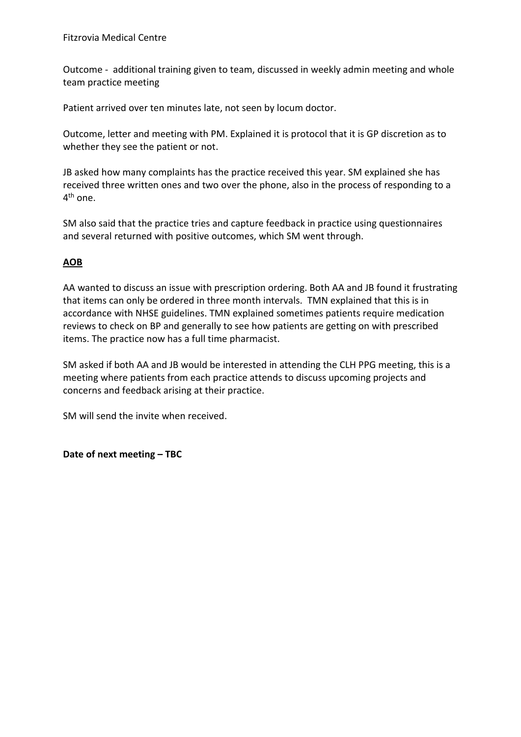Outcome - additional training given to team, discussed in weekly admin meeting and whole team practice meeting

Patient arrived over ten minutes late, not seen by locum doctor.

Outcome, letter and meeting with PM. Explained it is protocol that it is GP discretion as to whether they see the patient or not.

JB asked how many complaints has the practice received this year. SM explained she has received three written ones and two over the phone, also in the process of responding to a 4th one.

SM also said that the practice tries and capture feedback in practice using questionnaires and several returned with positive outcomes, which SM went through.

**AOB**

AA wanted to discuss an issue with prescription ordering. Both AA and JB found it frustrating that items can only be ordered in three month intervals. TMN explained that this is in accordance with NHSE guidelines. TMN explained sometimes patients require medication reviews to check on BP and generally to see how patients are getting on with prescribed items. The practice now has a full time pharmacist.

SM asked if both AA and JB would be interested in attending the CLH PPG meeting, this is a meeting where patients from each practice attends to discuss upcoming projects and concerns and feedback arising at their practice.

SM will send the invite when received.

**Date of next meeting – TBC**